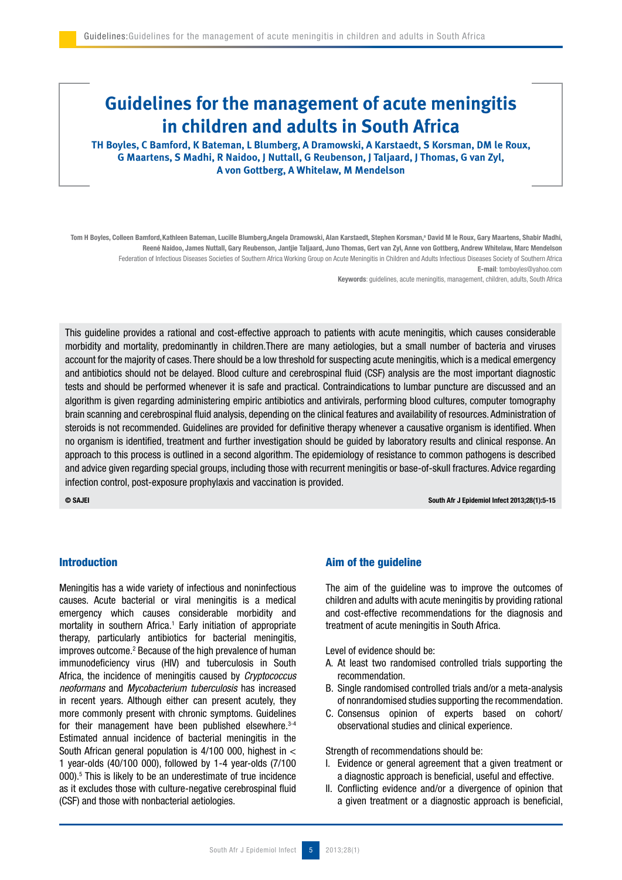# Guidelines for the management of acute meningitis in children and adults in South Africa

**TH Boyles, C Bamford, K Bateman, L Blumberg, A Dramowski, A Karstaedt, S Korsman, DM le Roux, G Maartens, S Madhi, R Naidoo, J Nuttall, G Reubenson, J Taljaard, J Thomas, G van Zyl, A von Gottberg, A Whitelaw, M Mendelson**

**Tom H Boyles, Colleen Bamford, Kathleen Bateman, Lucille Blumberg, Angela Dramowski, Alan Karstaedt, Stephen Korsman,[a] David M le Roux, Gary Maartens, Shabir Madhi, Reené Naidoo, James Nuttall, Gary Reubenson, Jantjie Taljaard, Juno Thomas, Gert van Zyl, Anne von Gottberg, Andrew Whitelaw, Marc Mendelson**

Federation of Infectious Diseases Societies of Southern Africa Working Group on Acute Meningitis in Children and Adults Infectious Diseases Society of Southern Africa

**E-mail**: tomboyles@yahoo.com

**Keywords**: guidelines, acute meningitis, management, children, adults, South Africa

This guideline provides a rational and cost-effective approach to patients with acute meningitis, which causes considerable morbidity and mortality, predominantly in children.There are many aetiologies, but a small number of bacteria and viruses account for the majority of cases. There should be a low threshold for suspecting acute meningitis, which is a medical emergency and antibiotics should not be delayed. Blood culture and cerebrospinal fluid (CSF) analysis are the most important diagnostic tests and should be performed whenever it is safe and practical. Contraindications to lumbar puncture are discussed and an algorithm is given regarding administering empiric antibiotics and antivirals, performing blood cultures, computer tomography brain scanning and cerebrospinal fluid analysis, depending on the clinical features and availability of resources. Administration of steroids is not recommended. Guidelines are provided for definitive therapy whenever a causative organism is identified. When no organism is identified, treatment and further investigation should be guided by laboratory results and clinical response. An approach to this process is outlined in a second algorithm. The epidemiology of resistance to common pathogens is described and advice given regarding special groups, including those with recurrent meningitis or base-of-skull fractures. Advice regarding infection control, post-exposure prophylaxis and vaccination is provided.

**© SAJEI** South Afr J Epidemiol Infect 2013;28(1):5-15

## Introduction

Meningitis has a wide variety of infectious and noninfectious causes. Acute bacterial or viral meningitis is a medical emergency which causes considerable morbidity and mortality in southern Africa.[1] Early initiation of appropriate therapy, particularly antibiotics for bacterial meningitis, improves outcome.[2] Because of the high prevalence of human immunodeficiency virus (HIV) and tuberculosis in South Africa, the incidence of meningitis caused by *Cryptococcus neoformans* and *Mycobacterium tuberculosis* has increased in recent years. Although either can present acutely, they more commonly present with chronic symptoms. Guidelines for their management have been published elsewhere.[3-4] Estimated annual incidence of bacterial meningitis in the South African general population is 4/100 000, highest in < 1 year-olds (40/100 000), followed by 1-4 year-olds (7/100 000).[5] This is likely to be an underestimate of true incidence as it excludes those with culture-negative cerebrospinal fluid (CSF) and those with nonbacterial aetiologies.

## Aim of the guideline

The aim of the guideline was to improve the outcomes of children and adults with acute meningitis by providing rational and cost-effective recommendations for the diagnosis and treatment of acute meningitis in South Africa.

Level of evidence should be:

A. At least two randomised controlled trials supporting the recommendation.
B. Single randomised controlled trials and/or a meta-analysis of nonrandomised studies supporting the recommendation.
C. Consensus opinion of experts based on cohort/observational studies and clinical experience.

Strength of recommendations should be:

I. Evidence or general agreement that a given treatment or a diagnostic approach is beneficial, useful and effective.
II. Conflicting evidence and/or a divergence of opinion that a given treatment or a diagnostic approach is beneficial,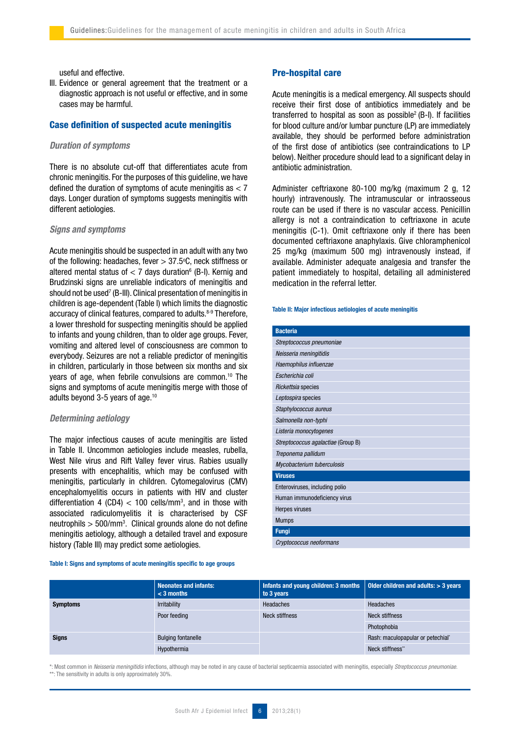useful and effective.

III. Evidence or general agreement that the treatment or a diagnostic approach is not useful or effective, and in some cases may be harmful.

## Case definition of suspected acute meningitis

### Duration of symptoms

There is no absolute cut-off that differentiates acute from chronic meningitis. For the purposes of this guideline, we have defined the duration of symptoms of acute meningitis as < 7 days. Longer duration of symptoms suggests meningitis with different aetiologies.

### Signs and symptoms

Acute meningitis should be suspected in an adult with any two of the following: headaches, fever > 37.5°C, neck stiffness or altered mental status of < 7 days duration[6] (B-I). Kernig and Brudzinski signs are unreliable indicators of meningitis and should not be used[7] (B-III). Clinical presentation of meningitis in children is age-dependent (Table I) which limits the diagnostic accuracy of clinical features, compared to adults.[8-9] Therefore, a lower threshold for suspecting meningitis should be applied to infants and young children, than to older age groups. Fever, vomiting and altered level of consciousness are common to everybody. Seizures are not a reliable predictor of meningitis in children, particularly in those between six months and six years of age, when febrile convulsions are common.[10] The signs and symptoms of acute meningitis merge with those of adults beyond 3-5 years of age.[10]

### Determining aetiology

The major infectious causes of acute meningitis are listed in Table II. Uncommon aetiologies include measles, rubella, West Nile virus and Rift Valley fever virus. Rabies usually presents with encephalitis, which may be confused with meningitis, particularly in children. Cytomegalovirus (CMV) encephalomyelitis occurs in patients with HIV and cluster differentiation 4 (CD4) < 100 cells/mm³, and in those with associated radiculomyelitis it is characterised by CSF neutrophils > 500/mm³. Clinical grounds alone do not define meningitis aetiology, although a detailed travel and exposure history (Table III) may predict some aetiologies.

**Table I: Signs and symptoms of acute meningitis specific to age groups**

| | Neonates and infants: < 3 months | Infants and young children: 3 months to 3 years | Older children and adults: > 3 years |
|---|---|---|---|
| **Symptoms** | Irritability | Headaches | Headaches |
| | Poor feeding | Neck stiffness | Neck stiffness |
| | | | Photophobia |
| **Signs** | Bulging fontanelle | | Rash: maculopapular or petechial* |
| | Hypothermia | | Neck stiffness** |

*: Most common in *Neisseria meningitidis* infections, although may be noted in any cause of bacterial septicaemia associated with meningitis, especially *Streptococcus pneumoniae*.
**: The sensitivity in adults is only approximately 30%.

## Pre-hospital care

Acute meningitis is a medical emergency. All suspects should receive their first dose of antibiotics immediately and be transferred to hospital as soon as possible[2] (B-I). If facilities for blood culture and/or lumbar puncture (LP) are immediately available, they should be performed before administration of the first dose of antibiotics (see contraindications to LP below). Neither procedure should lead to a significant delay in antibiotic administration.

Administer ceftriaxone 80-100 mg/kg (maximum 2 g, 12 hourly) intravenously. The intramuscular or intraosseous route can be used if there is no vascular access. Penicillin allergy is not a contraindication to ceftriaxone in acute meningitis (C-1). Omit ceftriaxone only if there has been documented ceftriaxone anaphylaxis. Give chloramphenicol 25 mg/kg (maximum 500 mg) intravenously instead, if available. Administer adequate analgesia and transfer the patient immediately to hospital, detailing all administered medication in the referral letter.

**Table II: Major infectious aetiologies of acute meningitis**

| Bacteria |
|---|
| *Streptococcus pneumoniae* |
| *Neisseria meningitidis* |
| *Haemophilus influenzae* |
| *Escherichia coli* |
| *Rickettsia* species |
| *Leptospira* species |
| *Staphylococcus aureus* |
| *Salmonella non-typhi* |
| *Listeria monocytogenes* |
| *Streptococcus agalactiae* (Group B) |
| *Treponema pallidum* |
| *Mycobacterium tuberculosis* |
| **Viruses** |
| Enteroviruses, including polio |
| Human immunodeficiency virus |
| Herpes viruses |
| Mumps |
| **Fungi** |
| *Cryptococcus neoformans* |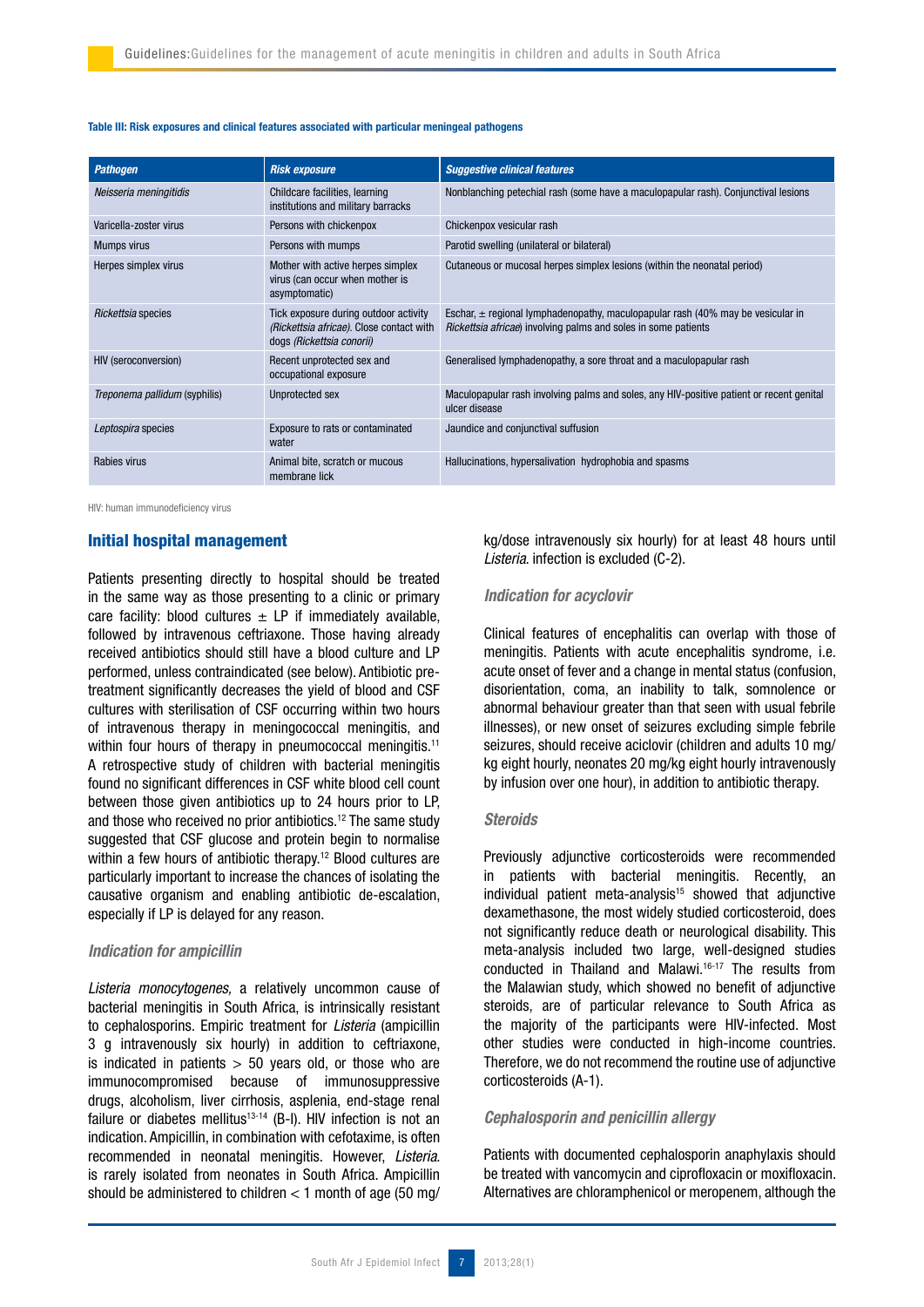**Table III: Risk exposures and clinical features associated with particular meningeal pathogens**

| Pathogen | Risk exposure | Suggestive clinical features |
|---|---|---|
| *Neisseria meningitidis* | Childcare facilities, learning institutions and military barracks | Nonblanching petechial rash (some have a maculopapular rash). Conjunctival lesions |
| Varicella-zoster virus | Persons with chickenpox | Chickenpox vesicular rash |
| Mumps virus | Persons with mumps | Parotid swelling (unilateral or bilateral) |
| Herpes simplex virus | Mother with active herpes simplex virus (can occur when mother is asymptomatic) | Cutaneous or mucosal herpes simplex lesions (within the neonatal period) |
| *Rickettsia* species | Tick exposure during outdoor activity *(Rickettsia africae)*. Close contact with dogs *(Rickettsia conorii)* | Eschar, ± regional lymphadenopathy, maculopapular rash (40% may be vesicular in *Rickettsia africae*) involving palms and soles in some patients |
| HIV (seroconversion) | Recent unprotected sex and occupational exposure | Generalised lymphadenopathy, a sore throat and a maculopapular rash |
| *Treponema pallidum* (syphilis) | Unprotected sex | Maculopapular rash involving palms and soles, any HIV-positive patient or recent genital ulcer disease |
| *Leptospira* species | Exposure to rats or contaminated water | Jaundice and conjunctival suffusion |
| Rabies virus | Animal bite, scratch or mucous membrane lick | Hallucinations, hypersalivation hydrophobia and spasms |

HIV: human immunodeficiency virus

## Initial hospital management

Patients presenting directly to hospital should be treated in the same way as those presenting to a clinic or primary care facility: blood cultures ± LP if immediately available, followed by intravenous ceftriaxone. Those having already received antibiotics should still have a blood culture and LP performed, unless contraindicated (see below). Antibiotic pre-treatment significantly decreases the yield of blood and CSF cultures with sterilisation of CSF occurring within two hours of intravenous therapy in meningococcal meningitis, and within four hours of therapy in pneumococcal meningitis.[11] A retrospective study of children with bacterial meningitis found no significant differences in CSF white blood cell count between those given antibiotics up to 24 hours prior to LP, and those who received no prior antibiotics.[12] The same study suggested that CSF glucose and protein begin to normalise within a few hours of antibiotic therapy.[12] Blood cultures are particularly important to increase the chances of isolating the causative organism and enabling antibiotic de-escalation, especially if LP is delayed for any reason.

### Indication for ampicillin

*Listeria monocytogenes,* a relatively uncommon cause of bacterial meningitis in South Africa, is intrinsically resistant to cephalosporins. Empiric treatment for *Listeria* (ampicillin 3 g intravenously six hourly) in addition to ceftriaxone, is indicated in patients > 50 years old, or those who are immunocompromised because of immunosuppressive drugs, alcoholism, liver cirrhosis, asplenia, end-stage renal failure or diabetes mellitus[13-14] (B-I). HIV infection is not an indication. Ampicillin, in combination with cefotaxime, is often recommended in neonatal meningitis. However, *Listeria*. is rarely isolated from neonates in South Africa. Ampicillin should be administered to children < 1 month of age (50 mg/kg/dose intravenously six hourly) for at least 48 hours until *Listeria*. infection is excluded (C-2).

### Indication for acyclovir

Clinical features of encephalitis can overlap with those of meningitis. Patients with acute encephalitis syndrome, i.e. acute onset of fever and a change in mental status (confusion, disorientation, coma, an inability to talk, somnolence or abnormal behaviour greater than that seen with usual febrile illnesses), or new onset of seizures excluding simple febrile seizures, should receive aciclovir (children and adults 10 mg/kg eight hourly, neonates 20 mg/kg eight hourly intravenously by infusion over one hour), in addition to antibiotic therapy.

### Steroids

Previously adjunctive corticosteroids were recommended in patients with bacterial meningitis. Recently, an individual patient meta-analysis[15] showed that adjunctive dexamethasone, the most widely studied corticosteroid, does not significantly reduce death or neurological disability. This meta-analysis included two large, well-designed studies conducted in Thailand and Malawi.[16-17] The results from the Malawian study, which showed no benefit of adjunctive steroids, are of particular relevance to South Africa as the majority of the participants were HIV-infected. Most other studies were conducted in high-income countries. Therefore, we do not recommend the routine use of adjunctive corticosteroids (A-1).

### Cephalosporin and penicillin allergy

Patients with documented cephalosporin anaphylaxis should be treated with vancomycin and ciprofloxacin or moxifloxacin. Alternatives are chloramphenicol or meropenem, although the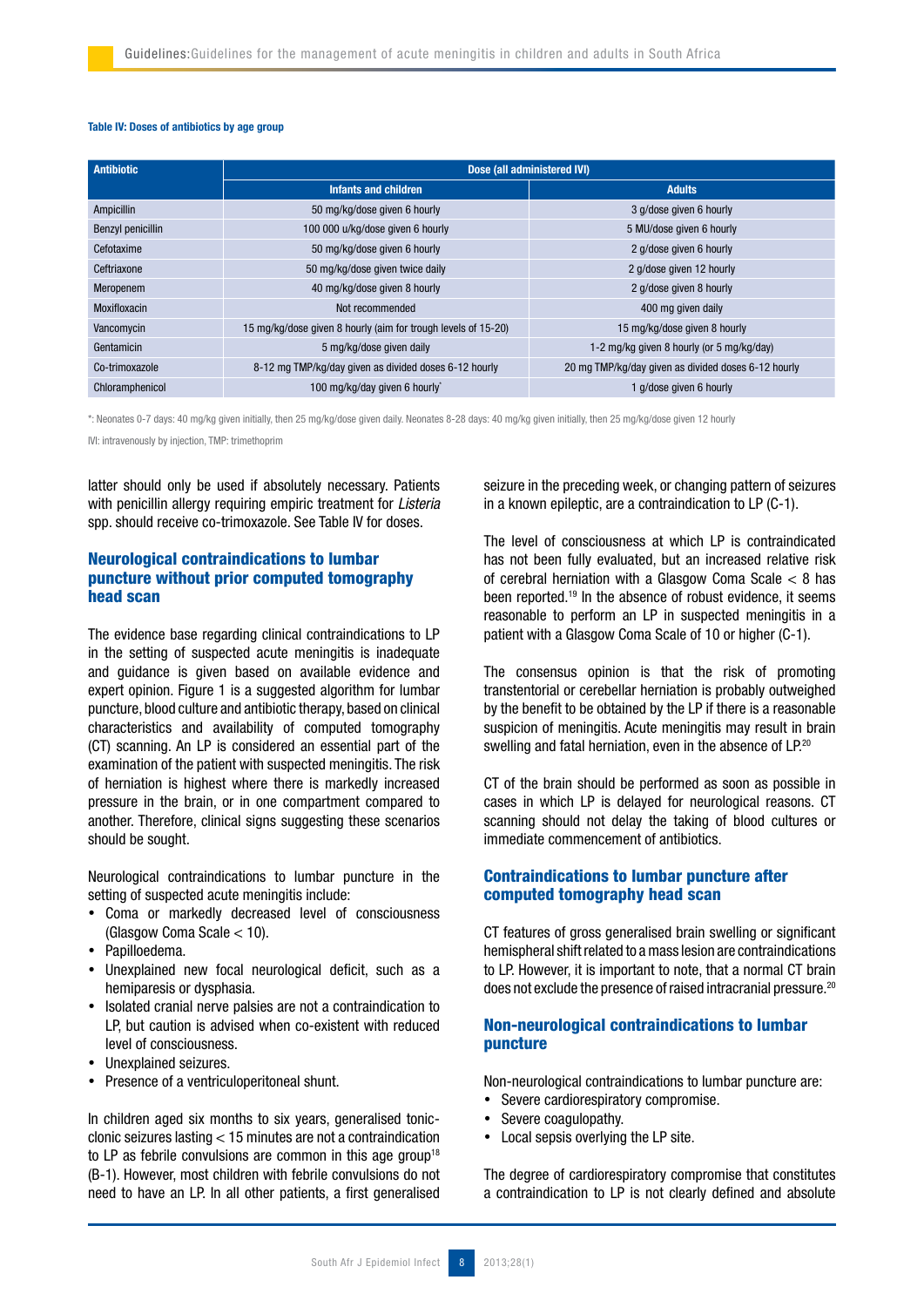**Table IV: Doses of antibiotics by age group**

| Antibiotic | Dose (all administered IVI) | |
|---|---|---|
| | Infants and children | Adults |
| Ampicillin | 50 mg/kg/dose given 6 hourly | 3 g/dose given 6 hourly |
| Benzyl penicillin | 100 000 u/kg/dose given 6 hourly | 5 MU/dose given 6 hourly |
| Cefotaxime | 50 mg/kg/dose given 6 hourly | 2 g/dose given 6 hourly |
| Ceftriaxone | 50 mg/kg/dose given twice daily | 2 g/dose given 12 hourly |
| Meropenem | 40 mg/kg/dose given 8 hourly | 2 g/dose given 8 hourly |
| Moxifloxacin | Not recommended | 400 mg given daily |
| Vancomycin | 15 mg/kg/dose given 8 hourly (aim for trough levels of 15-20) | 15 mg/kg/dose given 8 hourly |
| Gentamicin | 5 mg/kg/dose given daily | 1-2 mg/kg given 8 hourly (or 5 mg/kg/day) |
| Co-trimoxazole | 8-12 mg TMP/kg/day given as divided doses 6-12 hourly | 20 mg TMP/kg/day given as divided doses 6-12 hourly |
| Chloramphenicol | 100 mg/kg/day given 6 hourly* | 1 g/dose given 6 hourly |

*: Neonates 0-7 days: 40 mg/kg given initially, then 25 mg/kg/dose given daily. Neonates 8-28 days: 40 mg/kg given initially, then 25 mg/kg/dose given 12 hourly

IVI: intravenously by injection, TMP: trimethoprim

latter should only be used if absolutely necessary. Patients with penicillin allergy requiring empiric treatment for *Listeria* spp. should receive co-trimoxazole. See Table IV for doses.

## Neurological contraindications to lumbar puncture without prior computed tomography head scan

The evidence base regarding clinical contraindications to LP in the setting of suspected acute meningitis is inadequate and guidance is given based on available evidence and expert opinion. Figure 1 is a suggested algorithm for lumbar puncture, blood culture and antibiotic therapy, based on clinical characteristics and availability of computed tomography (CT) scanning. An LP is considered an essential part of the examination of the patient with suspected meningitis. The risk of herniation is highest where there is markedly increased pressure in the brain, or in one compartment compared to another. Therefore, clinical signs suggesting these scenarios should be sought.

Neurological contraindications to lumbar puncture in the setting of suspected acute meningitis include:

- Coma or markedly decreased level of consciousness (Glasgow Coma Scale < 10).
- Papilloedema.
- Unexplained new focal neurological deficit, such as a hemiparesis or dysphasia.
- Isolated cranial nerve palsies are not a contraindication to LP, but caution is advised when co-existent with reduced level of consciousness.
- Unexplained seizures.
- Presence of a ventriculoperitoneal shunt.

In children aged six months to six years, generalised tonic-clonic seizures lasting < 15 minutes are not a contraindication to LP as febrile convulsions are common in this age group[18] (B-1). However, most children with febrile convulsions do not need to have an LP. In all other patients, a first generalised seizure in the preceding week, or changing pattern of seizures in a known epileptic, are a contraindication to LP (C-1).

The level of consciousness at which LP is contraindicated has not been fully evaluated, but an increased relative risk of cerebral herniation with a Glasgow Coma Scale < 8 has been reported.[19] In the absence of robust evidence, it seems reasonable to perform an LP in suspected meningitis in a patient with a Glasgow Coma Scale of 10 or higher (C-1).

The consensus opinion is that the risk of promoting transtentorial or cerebellar herniation is probably outweighed by the benefit to be obtained by the LP if there is a reasonable suspicion of meningitis. Acute meningitis may result in brain swelling and fatal herniation, even in the absence of LP.[20]

CT of the brain should be performed as soon as possible in cases in which LP is delayed for neurological reasons. CT scanning should not delay the taking of blood cultures or immediate commencement of antibiotics.

## Contraindications to lumbar puncture after computed tomography head scan

CT features of gross generalised brain swelling or significant hemispheral shift related to a mass lesion are contraindications to LP. However, it is important to note, that a normal CT brain does not exclude the presence of raised intracranial pressure.[20]

## Non-neurological contraindications to lumbar puncture

Non-neurological contraindications to lumbar puncture are:

- Severe cardiorespiratory compromise.
- Severe coagulopathy.
- Local sepsis overlying the LP site.

The degree of cardiorespiratory compromise that constitutes a contraindication to LP is not clearly defined and absolute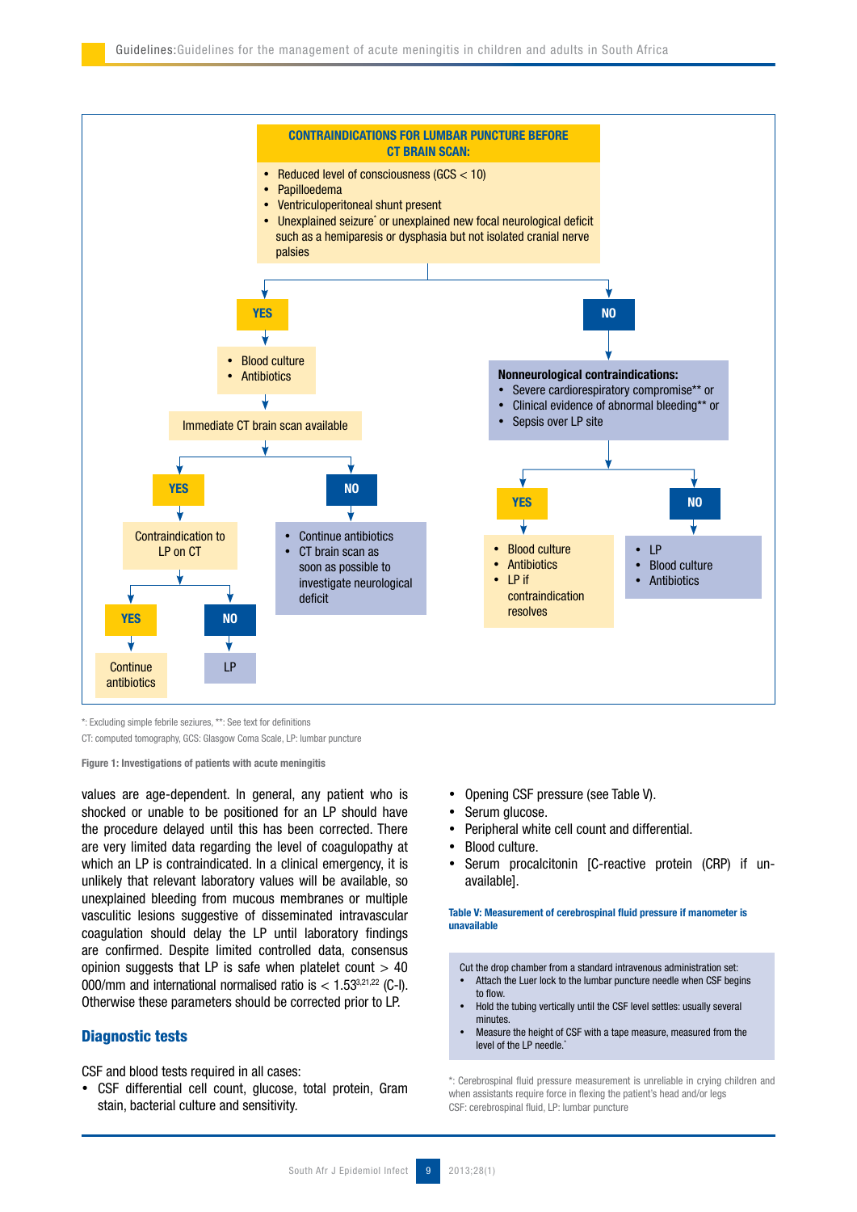**CONTRAINDICATIONS FOR LUMBAR PUNCTURE BEFORE CT BRAIN SCAN:**

- Reduced level of consciousness (GCS < 10)
- Papilloedema
- Ventriculoperitoneal shunt present
- Unexplained seizure* or unexplained new focal neurological deficit such as a hemiparesis or dysphasia but not isolated cranial nerve palsies

**YES**

- Blood culture
- Antibiotics

Immediate CT brain scan available

- **YES** → Contraindication to LP on CT
  - **YES** → Continue antibiotics
  - **NO** → LP
- **NO** →
  - Continue antibiotics
  - CT brain scan as soon as possible to investigate neurological deficit

**NO**

**Nonneurological contraindications:**

- Severe cardiorespiratory compromise** or
- Clinical evidence of abnormal bleeding** or
- Sepsis over LP site

- **YES** →
  - Blood culture
  - Antibiotics
  - LP if contraindication resolves
- **NO** →
  - LP
  - Blood culture
  - Antibiotics

*: Excluding simple febrile seizures, **: See text for definitions

CT: computed tomography, GCS: Glasgow Coma Scale, LP: lumbar puncture

**Figure 1: Investigations of patients with acute meningitis**

values are age-dependent. In general, any patient who is shocked or unable to be positioned for an LP should have the procedure delayed until this has been corrected. There are very limited data regarding the level of coagulopathy at which an LP is contraindicated. In a clinical emergency, it is unlikely that relevant laboratory values will be available, so unexplained bleeding from mucous membranes or multiple vasculitic lesions suggestive of disseminated intravascular coagulation should delay the LP until laboratory findings are confirmed. Despite limited controlled data, consensus opinion suggests that LP is safe when platelet count > 40 000/mm and international normalised ratio is < 1.5[3,21,22] (C-I). Otherwise these parameters should be corrected prior to LP.

## Diagnostic tests

CSF and blood tests required in all cases:

- CSF differential cell count, glucose, total protein, Gram stain, bacterial culture and sensitivity.
- Opening CSF pressure (see Table V).
- Serum glucose.
- Peripheral white cell count and differential.
- Blood culture.
- Serum procalcitonin [C-reactive protein (CRP) if unavailable].

**Table V: Measurement of cerebrospinal fluid pressure if manometer is unavailable**

Cut the drop chamber from a standard intravenous administration set:

- Attach the Luer lock to the lumbar puncture needle when CSF begins to flow.
- Hold the tubing vertically until the CSF level settles: usually several minutes.
- Measure the height of CSF with a tape measure, measured from the level of the LP needle.*

*: Cerebrospinal fluid pressure measurement is unreliable in crying children and when assistants require force in flexing the patient's head and/or legs

CSF: cerebrospinal fluid, LP: lumbar puncture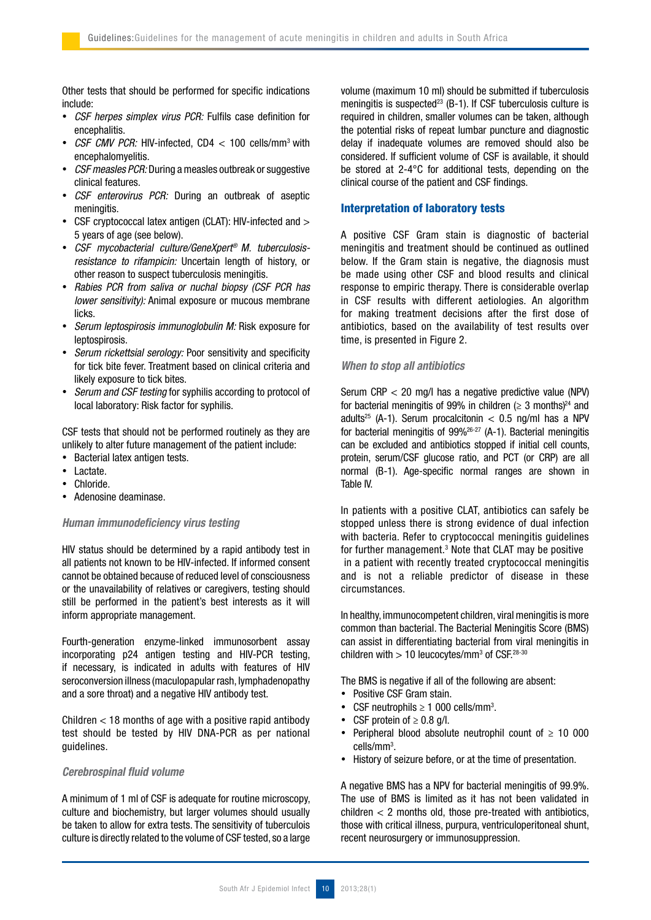Other tests that should be performed for specific indications include:

- *CSF herpes simplex virus PCR:* Fulfils case definition for encephalitis.
- *CSF CMV PCR:* HIV-infected, CD4 < 100 cells/mm$^3$ with encephalomyelitis.
- *CSF measles PCR:* During a measles outbreak or suggestive clinical features.
- *CSF enterovirus PCR:* During an outbreak of aseptic meningitis.
- CSF cryptococcal latex antigen (CLAT): HIV-infected and > 5 years of age (see below).
- *CSF mycobacterial culture/GeneXpert® M. tuberculosis-resistance to rifampicin:* Uncertain length of history, or other reason to suspect tuberculosis meningitis.
- *Rabies PCR from saliva or nuchal biopsy (CSF PCR has lower sensitivity):* Animal exposure or mucous membrane licks.
- *Serum leptospirosis immunoglobulin M:* Risk exposure for leptospirosis.
- *Serum rickettsial serology:* Poor sensitivity and specificity for tick bite fever. Treatment based on clinical criteria and likely exposure to tick bites.
- *Serum and CSF testing* for syphilis according to protocol of local laboratory: Risk factor for syphilis.

CSF tests that should not be performed routinely as they are unlikely to alter future management of the patient include:

- Bacterial latex antigen tests.
- Lactate.
- Chloride.
- Adenosine deaminase.

### *Human immunodeficiency virus testing*

HIV status should be determined by a rapid antibody test in all patients not known to be HIV-infected. If informed consent cannot be obtained because of reduced level of consciousness or the unavailability of relatives or caregivers, testing should still be performed in the patient's best interests as it will inform appropriate management.

Fourth-generation enzyme-linked immunosorbent assay incorporating p24 antigen testing and HIV-PCR testing, if necessary, is indicated in adults with features of HIV seroconversion illness (maculopapular rash, lymphadenopathy and a sore throat) and a negative HIV antibody test.

Children < 18 months of age with a positive rapid antibody test should be tested by HIV DNA-PCR as per national guidelines.

### *Cerebrospinal fluid volume*

A minimum of 1 ml of CSF is adequate for routine microscopy, culture and biochemistry, but larger volumes should usually be taken to allow for extra tests. The sensitivity of tuberculois culture is directly related to the volume of CSF tested, so a large volume (maximum 10 ml) should be submitted if tuberculosis meningitis is suspected[23] (B-1). If CSF tuberculosis culture is required in children, smaller volumes can be taken, although the potential risks of repeat lumbar puncture and diagnostic delay if inadequate volumes are removed should also be considered. If sufficient volume of CSF is available, it should be stored at 2-4°C for additional tests, depending on the clinical course of the patient and CSF findings.

## Interpretation of laboratory tests

A positive CSF Gram stain is diagnostic of bacterial meningitis and treatment should be continued as outlined below. If the Gram stain is negative, the diagnosis must be made using other CSF and blood results and clinical response to empiric therapy. There is considerable overlap in CSF results with different aetiologies. An algorithm for making treatment decisions after the first dose of antibiotics, based on the availability of test results over time, is presented in Figure 2.

### *When to stop all antibiotics*

Serum CRP < 20 mg/l has a negative predictive value (NPV) for bacterial meningitis of 99% in children (≥ 3 months)[24] and adults[25] (A-1). Serum procalcitonin < 0.5 ng/ml has a NPV for bacterial meningitis of 99%[26-27] (A-1). Bacterial meningitis can be excluded and antibiotics stopped if initial cell counts, protein, serum/CSF glucose ratio, and PCT (or CRP) are all normal (B-1). Age-specific normal ranges are shown in Table IV.

In patients with a positive CLAT, antibiotics can safely be stopped unless there is strong evidence of dual infection with bacteria. Refer to cryptococcal meningitis guidelines for further management.[3] Note that CLAT may be positive in a patient with recently treated cryptococcal meningitis and is not a reliable predictor of disease in these circumstances.

In healthy, immunocompetent children, viral meningitis is more common than bacterial. The Bacterial Meningitis Score (BMS) can assist in differentiating bacterial from viral meningitis in children with > 10 leucocytes/mm$^3$ of CSF.[28-30]

The BMS is negative if all of the following are absent:

- Positive CSF Gram stain.
- CSF neutrophils ≥ 1 000 cells/mm$^3$.
- CSF protein of ≥ 0.8 g/l.
- Peripheral blood absolute neutrophil count of ≥ 10 000 cells/mm$^3$.
- History of seizure before, or at the time of presentation.

A negative BMS has a NPV for bacterial meningitis of 99.9%. The use of BMS is limited as it has not been validated in children < 2 months old, those pre-treated with antibiotics, those with critical illness, purpura, ventriculoperitoneal shunt, recent neurosurgery or immunosuppression.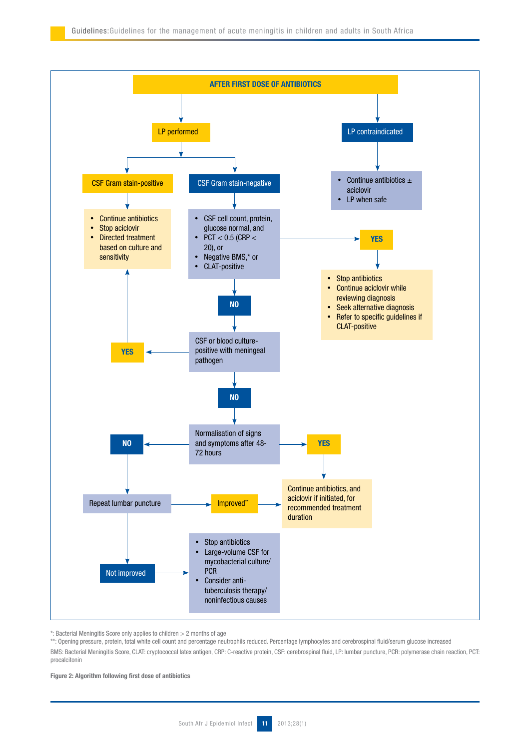**AFTER FIRST DOSE OF ANTIBIOTICS**

**LP performed**

- **CSF Gram stain-positive**
  - Continue antibiotics
  - Stop aciclovir
  - Directed treatment based on culture and sensitivity

- **CSF Gram stain-negative**
  - CSF cell count, protein, glucose normal, and
  - PCT < 0.5 (CRP < 20), or
  - Negative BMS,* or
  - CLAT-positive

  - **YES**:
    - Stop antibiotics
    - Continue aciclovir while reviewing diagnosis
    - Seek alternative diagnosis
    - Refer to specific guidelines if CLAT-positive

  - **NO** → CSF or blood culture-positive with meningeal pathogen
    - **YES** → Continue antibiotics; Stop aciclovir; Directed treatment based on culture and sensitivity
    - **NO** → Normalisation of signs and symptoms after 48-72 hours
      - **YES** → Continue antibiotics, and aciclovir if initiated, for recommended treatment duration
      - **NO** → Repeat lumbar puncture
        - Improved** → Continue antibiotics, and aciclovir if initiated, for recommended treatment duration
        - Not improved →
          - Stop antibiotics
          - Large-volume CSF for mycobacterial culture/PCR
          - Consider anti-tuberculosis therapy/noninfectious causes

**LP contraindicated**

- Continue antibiotics ± aciclovir
- LP when safe

*: Bacterial Meningitis Score only applies to children > 2 months of age

**: Opening pressure, protein, total white cell count and percentage neutrophils reduced. Percentage lymphocytes and cerebrospinal fluid/serum glucose increased

BMS: Bacterial Meningitis Score, CLAT: cryptococcal latex antigen, CRP: C-reactive protein, CSF: cerebrospinal fluid, LP: lumbar puncture, PCR: polymerase chain reaction, PCT: procalcitonin

**Figure 2: Algorithm following first dose of antibiotics**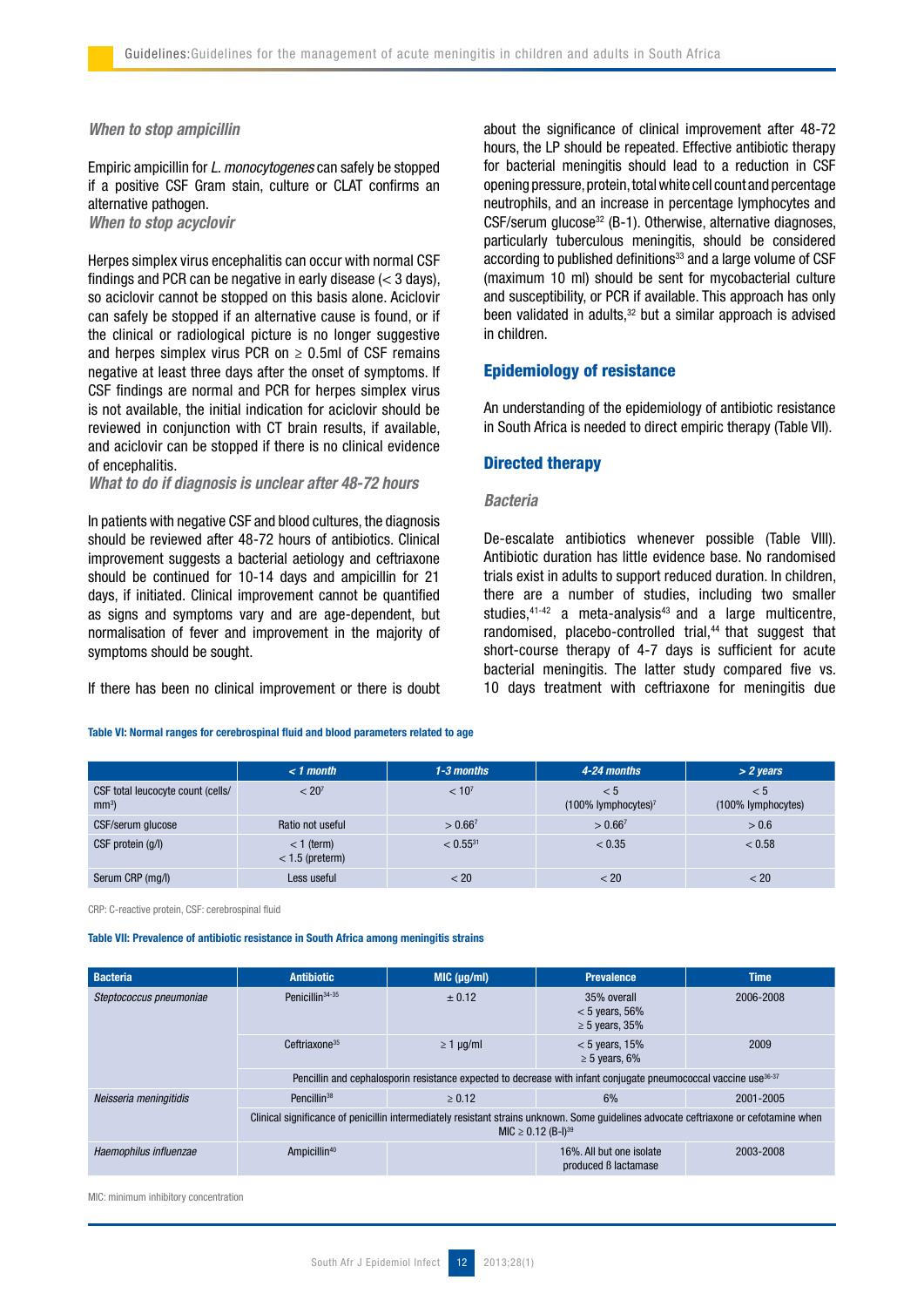### *When to stop ampicillin*

Empiric ampicillin for *L. monocytogenes* can safely be stopped if a positive CSF Gram stain, culture or CLAT confirms an alternative pathogen.

### *When to stop acyclovir*

Herpes simplex virus encephalitis can occur with normal CSF findings and PCR can be negative in early disease (< 3 days), so aciclovir cannot be stopped on this basis alone. Aciclovir can safely be stopped if an alternative cause is found, or if the clinical or radiological picture is no longer suggestive and herpes simplex virus PCR on ≥ 0.5ml of CSF remains negative at least three days after the onset of symptoms. If CSF findings are normal and PCR for herpes simplex virus is not available, the initial indication for aciclovir should be reviewed in conjunction with CT brain results, if available, and aciclovir can be stopped if there is no clinical evidence of encephalitis.

### *What to do if diagnosis is unclear after 48-72 hours*

In patients with negative CSF and blood cultures, the diagnosis should be reviewed after 48-72 hours of antibiotics. Clinical improvement suggests a bacterial aetiology and ceftriaxone should be continued for 10-14 days and ampicillin for 21 days, if initiated. Clinical improvement cannot be quantified as signs and symptoms vary and are age-dependent, but normalisation of fever and improvement in the majority of symptoms should be sought.

If there has been no clinical improvement or there is doubt about the significance of clinical improvement after 48-72 hours, the LP should be repeated. Effective antibiotic therapy for bacterial meningitis should lead to a reduction in CSF opening pressure, protein, total white cell count and percentage neutrophils, and an increase in percentage lymphocytes and CSF/serum glucose[32] (B-1). Otherwise, alternative diagnoses, particularly tuberculous meningitis, should be considered according to published definitions[33] and a large volume of CSF (maximum 10 ml) should be sent for mycobacterial culture and susceptibility, or PCR if available. This approach has only been validated in adults,[32] but a similar approach is advised in children.

## Epidemiology of resistance

An understanding of the epidemiology of antibiotic resistance in South Africa is needed to direct empiric therapy (Table VII).

## Directed therapy

### *Bacteria*

De-escalate antibiotics whenever possible (Table VIII). Antibiotic duration has little evidence base. No randomised trials exist in adults to support reduced duration. In children, there are a number of studies, including two smaller studies,[41-42] a meta-analysis[43] and a large multicentre, randomised, placebo-controlled trial,[44] that suggest that short-course therapy of 4-7 days is sufficient for acute bacterial meningitis. The latter study compared five vs. 10 days treatment with ceftriaxone for meningitis due

**Table VI: Normal ranges for cerebrospinal fluid and blood parameters related to age**

| | *< 1 month* | *1-3 months* | *4-24 months* | *> 2 years* |
|---|---|---|---|---|
| CSF total leucocyte count (cells/mm³) | < 20[7] | < 10[7] | < 5 (100% lymphocytes)[7] | < 5 (100% lymphocytes) |
| CSF/serum glucose | Ratio not useful | > 0.66[7] | > 0.66[7] | > 0.6 |
| CSF protein (g/l) | < 1 (term) < 1.5 (preterm) | < 0.55[31] | < 0.35 | < 0.58 |
| Serum CRP (mg/l) | Less useful | < 20 | < 20 | < 20 |

CRP: C-reactive protein, CSF: cerebrospinal fluid

**Table VII: Prevalence of antibiotic resistance in South Africa among meningitis strains**

| Bacteria | Antibiotic | MIC (µg/ml) | Prevalence | Time |
|---|---|---|---|---|
| *Steptococcus pneumoniae* | Penicillin[34-35] | ± 0.12 | 35% overall < 5 years, 56% ≥ 5 years, 35% | 2006-2008 |
| | Ceftriaxone[35] | ≥ 1 µg/ml | < 5 years, 15% ≥ 5 years, 6% | 2009 |
| | Pencillin and cephalosporin resistance expected to decrease with infant conjugate pneumococcal vaccine use[36-37] | | | |
| *Neisseria meningitidis* | Pencillin[38] | ≥ 0.12 | 6% | 2001-2005 |
| | Clinical significance of penicillin intermediately resistant strains unknown. Some guidelines advocate ceftriaxone or cefotamine when MIC ≥ 0.12 (B-I)[39] | | | |
| *Haemophilus influenzae* | Ampicillin[40] | | 16%. All but one isolate produced ß lactamase | 2003-2008 |

MIC: minimum inhibitory concentration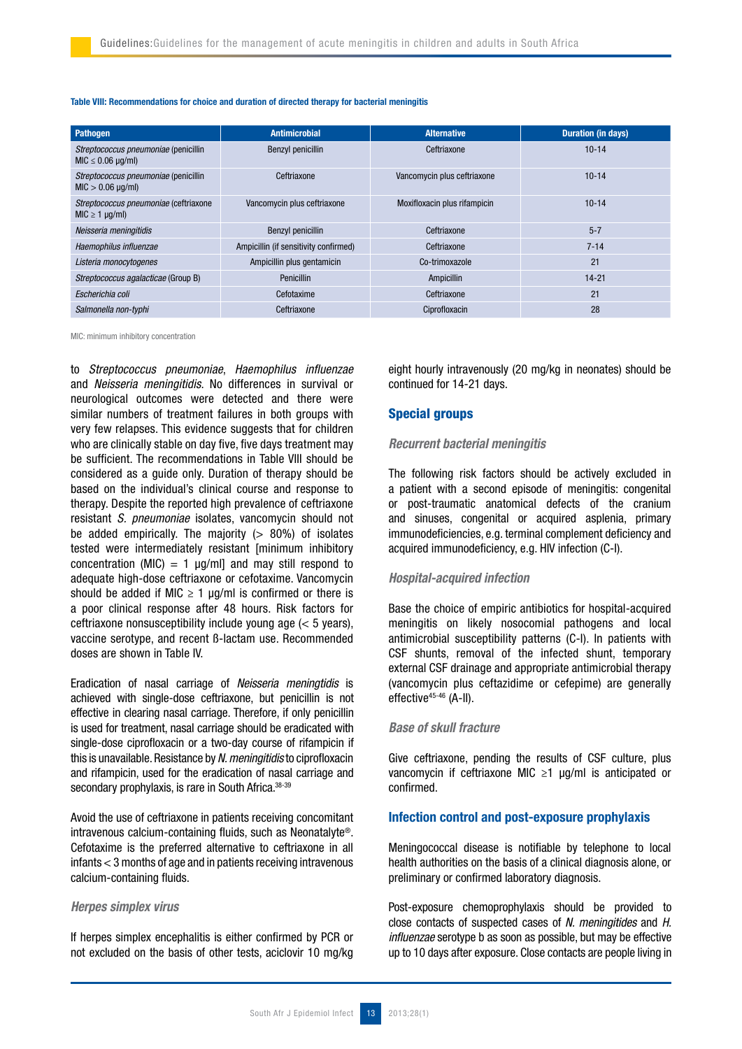**Table VIII: Recommendations for choice and duration of directed therapy for bacterial meningitis**

| Pathogen | Antimicrobial | Alternative | Duration (in days) |
|---|---|---|---|
| *Streptococcus pneumoniae* (penicillin MIC ≤ 0.06 µg/ml) | Benzyl penicillin | Ceftriaxone | 10-14 |
| *Streptococcus pneumoniae* (penicillin MIC > 0.06 µg/ml) | Ceftriaxone | Vancomycin plus ceftriaxone | 10-14 |
| *Streptococcus pneumoniae* (ceftriaxone MIC ≥ 1 µg/ml) | Vancomycin plus ceftriaxone | Moxifloxacin plus rifampicin | 10-14 |
| *Neisseria meningitidis* | Benzyl penicillin | Ceftriaxone | 5-7 |
| *Haemophilus influenzae* | Ampicillin (if sensitivity confirmed) | Ceftriaxone | 7-14 |
| *Listeria monocytogenes* | Ampicillin plus gentamicin | Co-trimoxazole | 21 |
| *Streptococcus agalacticae* (Group B) | Penicillin | Ampicillin | 14-21 |
| *Escherichia coli* | Cefotaxime | Ceftriaxone | 21 |
| *Salmonella non-typhi* | Ceftriaxone | Ciprofloxacin | 28 |

MIC: minimum inhibitory concentration

to *Streptococcus pneumoniae*, *Haemophilus influenzae* and *Neisseria meningitidis.* No differences in survival or neurological outcomes were detected and there were similar numbers of treatment failures in both groups with very few relapses. This evidence suggests that for children who are clinically stable on day five, five days treatment may be sufficient. The recommendations in Table VIII should be considered as a guide only. Duration of therapy should be based on the individual's clinical course and response to therapy. Despite the reported high prevalence of ceftriaxone resistant *S. pneumoniae* isolates, vancomycin should not be added empirically. The majority (> 80%) of isolates tested were intermediately resistant [minimum inhibitory concentration (MIC) = 1 µg/ml] and may still respond to adequate high-dose ceftriaxone or cefotaxime. Vancomycin should be added if MIC ≥ 1 µg/ml is confirmed or there is a poor clinical response after 48 hours. Risk factors for ceftriaxone nonsusceptibility include young age (< 5 years), vaccine serotype, and recent ß-lactam use. Recommended doses are shown in Table IV.

Eradication of nasal carriage of *Neisseria meningtidis* is achieved with single-dose ceftriaxone, but penicillin is not effective in clearing nasal carriage. Therefore, if only penicillin is used for treatment, nasal carriage should be eradicated with single-dose ciprofloxacin or a two-day course of rifampicin if this is unavailable. Resistance by *N. meningitidis* to ciprofloxacin and rifampicin, used for the eradication of nasal carriage and secondary prophylaxis, is rare in South Africa.[38-39]

Avoid the use of ceftriaxone in patients receiving concomitant intravenous calcium-containing fluids, such as Neonatalyte®. Cefotaxime is the preferred alternative to ceftriaxone in all infants < 3 months of age and in patients receiving intravenous calcium-containing fluids.

### *Herpes simplex virus*

If herpes simplex encephalitis is either confirmed by PCR or not excluded on the basis of other tests, aciclovir 10 mg/kg eight hourly intravenously (20 mg/kg in neonates) should be continued for 14-21 days.

## Special groups

### *Recurrent bacterial meningitis*

The following risk factors should be actively excluded in a patient with a second episode of meningitis: congenital or post-traumatic anatomical defects of the cranium and sinuses, congenital or acquired asplenia, primary immunodeficiencies, e.g. terminal complement deficiency and acquired immunodeficiency, e.g. HIV infection (C-I).

### *Hospital-acquired infection*

Base the choice of empiric antibiotics for hospital-acquired meningitis on likely nosocomial pathogens and local antimicrobial susceptibility patterns (C-I). In patients with CSF shunts, removal of the infected shunt, temporary external CSF drainage and appropriate antimicrobial therapy (vancomycin plus ceftazidime or cefepime) are generally effective[45-46] (A-II).

### *Base of skull fracture*

Give ceftriaxone, pending the results of CSF culture, plus vancomycin if ceftriaxone MIC ≥1 µg/ml is anticipated or confirmed.

## Infection control and post-exposure prophylaxis

Meningococcal disease is notifiable by telephone to local health authorities on the basis of a clinical diagnosis alone, or preliminary or confirmed laboratory diagnosis.

Post-exposure chemoprophylaxis should be provided to close contacts of suspected cases of *N. meningitides* and *H. influenzae* serotype b as soon as possible, but may be effective up to 10 days after exposure. Close contacts are people living in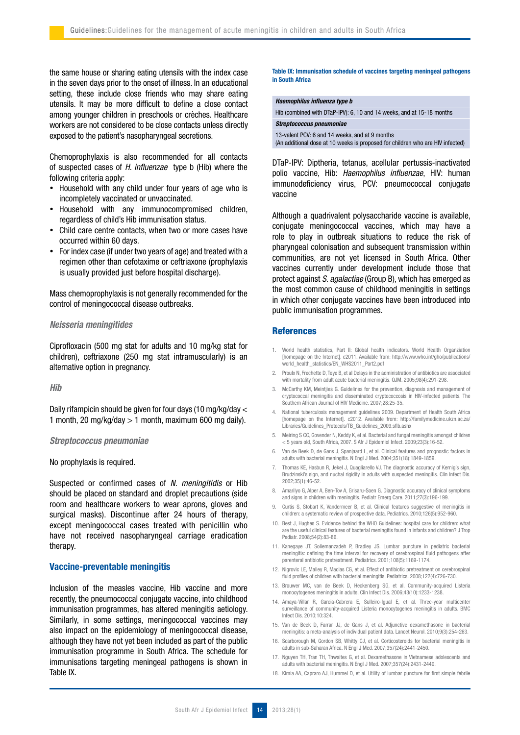the same house or sharing eating utensils with the index case in the seven days prior to the onset of illness. In an educational setting, these include close friends who may share eating utensils. It may be more difficult to define a close contact among younger children in preschools or crèches. Healthcare workers are not considered to be close contacts unless directly exposed to the patient's nasopharyngeal secretions.

Chemoprophylaxis is also recommended for all contacts of suspected cases of *H. influenzae* type b (Hib) where the following criteria apply:

- Household with any child under four years of age who is incompletely vaccinated or unvaccinated.
- Household with any immunocompromised children, regardless of child's Hib immunisation status.
- Child care centre contacts, when two or more cases have occurred within 60 days.
- For index case (if under two years of age) and treated with a regimen other than cefotaxime or ceftriaxone (prophylaxis is usually provided just before hospital discharge).

Mass chemoprophylaxis is not generally recommended for the control of meningococcal disease outbreaks.

### *Neisseria meningitides*

Ciprofloxacin (500 mg stat for adults and 10 mg/kg stat for children), ceftriaxone (250 mg stat intramuscularly) is an alternative option in pregnancy.

### *Hib*

Daily rifampicin should be given for four days (10 mg/kg/day < 1 month, 20 mg/kg/day > 1 month, maximum 600 mg daily).

### *Streptococcus pneumoniae*

No prophylaxis is required.

Suspected or confirmed cases of *N. meningitidis* or Hib should be placed on standard and droplet precautions (side room and healthcare workers to wear aprons, gloves and surgical masks). Discontinue after 24 hours of therapy, except meningococcal cases treated with penicillin who have not received nasopharyngeal carriage eradication therapy.

## Vaccine-preventable meningitis

Inclusion of the measles vaccine, Hib vaccine and more recently, the pneumococcal conjugate vaccine, into childhood immunisation programmes, has altered meningitis aetiology. Similarly, in some settings, meningococcal vaccines may also impact on the epidemiology of meningococcal disease, although they have not yet been included as part of the public immunisation programme in South Africa. The schedule for immunisations targeting meningeal pathogens is shown in Table IX.

**Table IX: Immunisation schedule of vaccines targeting meningeal pathogens in South Africa**

| ***Haemophilus influenza type b*** |
|---|
| Hib (combined with DTaP-IPV): 6, 10 and 14 weeks, and at 15-18 months |
| ***Streptococcus pneumoniae*** |
| 13-valent PCV: 6 and 14 weeks, and at 9 months<br>(An additional dose at 10 weeks is proposed for children who are HIV infected) |

DTaP-IPV: Diptheria, tetanus, acellular pertussis-inactivated polio vaccine, Hib: *Haemophilus influenzae*, HIV: human immunodeficiency virus, PCV: pneumococcal conjugate vaccine

Although a quadrivalent polysaccharide vaccine is available, conjugate meningococcal vaccines, which may have a role to play in outbreak situations to reduce the risk of pharyngeal colonisation and subsequent transmission within communities, are not yet licensed in South Africa. Other vaccines currently under development include those that protect against *S. agalactiae* (Group B), which has emerged as the most common cause of childhood meningitis in settings in which other conjugate vaccines have been introduced into public immunisation programmes.

## References

1. World health statistics, Part II: Global health indicators. World Health Organziation [homepage on the Internet]. c2011. Available from: http://www.who.int/gho/publications/world_health_statistics/EN_WHS2011_Part2.pdf
2. Proulx N, Frechette D, Toye B, et al Delays in the administration of antibiotics are associated with mortality from adult acute bacterial meningitis. QJM. 2005;98(4):291-298.
3. McCarthy KM, Meintjies G. Guidelines for the prevention, diagnosis and management of cryptococcal meningitis and disseminated cryptococcosis in HIV-infected patients. The Southern African Journal of HIV Medicine. 2007;28:25-35.
4. National tuberculosis management guidelines 2009. Department of Health South Africa [homepage on the Internet]. c2012. Available from: http://familymedicine.ukzn.ac.za/Libraries/Guidelines_Protocols/TB_Guidelines_2009.sflb.ashx
5. Meiring S CC, Govender N, Keddy K, et al. Bacterial and fungal meningitis amongst children < 5 years old, South Africa, 2007. S Afr J Epidemiol Infect. 2009;23(3):16-52.
6. Van de Beek D, de Gans J, Spanjaard L, et al. Clinical features and prognostic factors in adults with bacterial meningitis. N Engl J Med. 2004;351(18):1849-1859.
7. Thomas KE, Hasbun R, Jekel J, Quagliarello VJ. The diagnostic accuracy of Kernig's sign, Brudzinski's sign, and nuchal rigidity in adults with suspected meningitis. Clin Infect Dis. 2002;35(1):46-52.
8. Amarilyo G, Alper A, Ben-Tov A, Grisaru-Soen G. Diagnostic accuracy of clinical symptoms and signs in children with meningitis. Pediatr Emerg Care. 2011;27(3):196-199.
9. Curtis S, Stobart K, Vandermeer B, et al. Clinical features suggestive of meningitis in children: a systematic review of prospective data. Pediatrics. 2010;126(5):952-960.
10. Best J, Hughes S. Evidence behind the WHO Guidelines: hospital care for children: what are the useful clinical features of bacterial meningitis found in infants and children? J Trop Pediatr. 2008;54(2):83-86.
11. Kanegaye JT, Soliemanzadeh P, Bradley JS. Lumbar puncture in pediatric bacterial meningitis: defining the time interval for recovery of cerebrospinal fluid pathogens after parenteral antibiotic pretreatment. Pediatrics. 2001;108(5):1169-1174.
12. Nigrovic LE, Malley R, Macias CG, et al. Effect of antibiotic pretreatment on cerebrospinal fluid profiles of children with bacterial meningitis. Pediatrics. 2008;122(4):726-730.
13. Brouwer MC, van de Beek D, Heckenberg SG, et al. Community-acquired Listeria monocytogenes meningitis in adults. Clin Infect Dis. 2006;43(10):1233-1238.
14. Amaya-Villar R, Garcia-Cabrera E, Sulleiro-Igual E, et al. Three-year multicenter surveillance of community-acquired Listeria monocytogenes meningitis in adults. BMC Infect Dis. 2010;10:324.
15. Van de Beek D, Farrar JJ, de Gans J, et al. Adjunctive dexamethasone in bacterial meningitis: a meta-analysis of individual patient data. Lancet Neurol. 2010;9(3):254-263.
16. Scarborough M, Gordon SB, Whitty CJ, et al. Corticosteroids for bacterial meningitis in adults in sub-Saharan Africa. N Engl J Med. 2007;357(24):2441-2450.
17. Nguyen TH, Tran TH, Thwaites G, et al. Dexamethasone in Vietnamese adolescents and adults with bacterial meningitis. N Engl J Med. 2007;357(24):2431-2440.
18. Kimia AA, Capraro AJ, Hummel D, et al. Utility of lumbar puncture for first simple febrile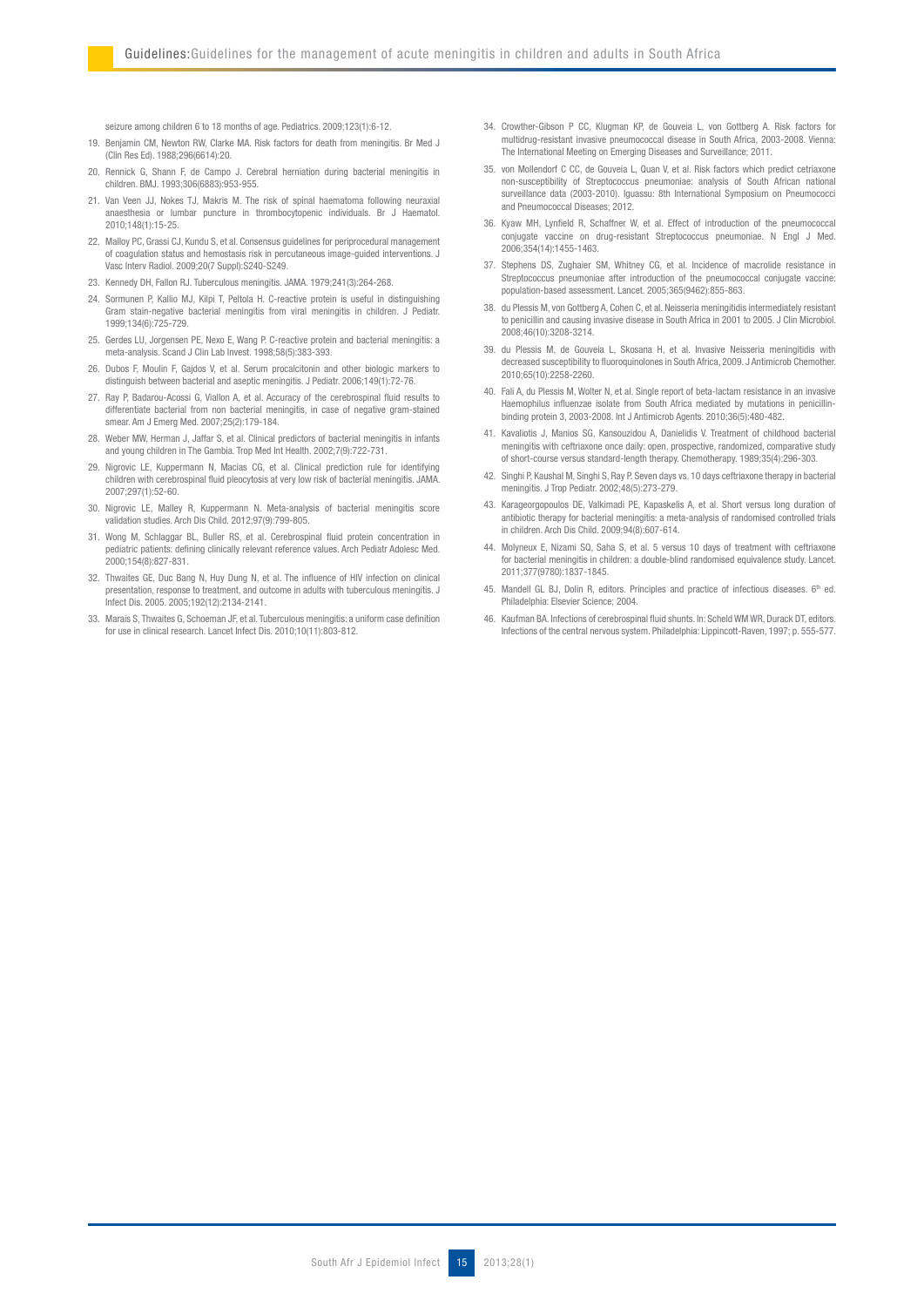seizure among children 6 to 18 months of age. Pediatrics. 2009;123(1):6-12.

19. Benjamin CM, Newton RW, Clarke MA. Risk factors for death from meningitis. Br Med J (Clin Res Ed). 1988;296(6614):20.
20. Rennick G, Shann F, de Campo J. Cerebral herniation during bacterial meningitis in children. BMJ. 1993;306(6883):953-955.
21. Van Veen JJ, Nokes TJ, Makris M. The risk of spinal haematoma following neuraxial anaesthesia or lumbar puncture in thrombocytopenic individuals. Br J Haematol. 2010;148(1):15-25.
22. Malloy PC, Grassi CJ, Kundu S, et al. Consensus guidelines for periprocedural management of coagulation status and hemostasis risk in percutaneous image-guided interventions. J Vasc Interv Radiol. 2009;20(7 Suppl):S240-S249.
23. Kennedy DH, Fallon RJ. Tuberculous meningitis. JAMA. 1979;241(3):264-268.
24. Sormunen P, Kallio MJ, Kilpi T, Peltola H. C-reactive protein is useful in distinguishing Gram stain-negative bacterial meningitis from viral meningitis in children. J Pediatr. 1999;134(6):725-729.
25. Gerdes LU, Jorgensen PE, Nexo E, Wang P. C-reactive protein and bacterial meningitis: a meta-analysis. Scand J Clin Lab Invest. 1998;58(5):383-393.
26. Dubos F, Moulin F, Gajdos V, et al. Serum procalcitonin and other biologic markers to distinguish between bacterial and aseptic meningitis. J Pediatr. 2006;149(1):72-76.
27. Ray P, Badarou-Acossi G, Viallon A, et al. Accuracy of the cerebrospinal fluid results to differentiate bacterial from non bacterial meningitis, in case of negative gram-stained smear. Am J Emerg Med. 2007;25(2):179-184.
28. Weber MW, Herman J, Jaffar S, et al. Clinical predictors of bacterial meningitis in infants and young children in The Gambia. Trop Med Int Health. 2002;7(9):722-731.
29. Nigrovic LE, Kuppermann N, Macias CG, et al. Clinical prediction rule for identifying children with cerebrospinal fluid pleocytosis at very low risk of bacterial meningitis. JAMA. 2007;297(1):52-60.
30. Nigrovic LE, Malley R, Kuppermann N. Meta-analysis of bacterial meningitis score validation studies. Arch Dis Child. 2012;97(9):799-805.
31. Wong M, Schlaggar BL, Buller RS, et al. Cerebrospinal fluid protein concentration in pediatric patients: defining clinically relevant reference values. Arch Pediatr Adolesc Med. 2000;154(8):827-831.
32. Thwaites GE, Duc Bang N, Huy Dung N, et al. The influence of HIV infection on clinical presentation, response to treatment, and outcome in adults with tuberculous meningitis. J Infect Dis. 2005. 2005;192(12):2134-2141.
33. Marais S, Thwaites G, Schoeman JF, et al. Tuberculous meningitis: a uniform case definition for use in clinical research. Lancet Infect Dis. 2010;10(11):803-812.
34. Crowther-Gibson P CC, Klugman KP, de Gouveia L, von Gottberg A. Risk factors for multidrug-resistant invasive pneumococcal disease in South Africa, 2003-2008. Vienna: The International Meeting on Emerging Diseases and Surveillance; 2011.
35. von Mollendorf C CC, de Gouveia L, Quan V, et al. Risk factors which predict cetriaxone non-susceptibility of Streptococcus pneumoniae: analysis of South African national surveillance data (2003-2010). Iguassu: 8th International Symposium on Pneumococci and Pneumococcal Diseases; 2012.
36. Kyaw MH, Lynfield R, Schaffner W, et al. Effect of introduction of the pneumococcal conjugate vaccine on drug-resistant Streptococcus pneumoniae. N Engl J Med. 2006;354(14):1455-1463.
37. Stephens DS, Zughaier SM, Whitney CG, et al. Incidence of macrolide resistance in Streptococcus pneumoniae after introduction of the pneumococcal conjugate vaccine: population-based assessment. Lancet. 2005;365(9462):855-863.
38. du Plessis M, von Gottberg A, Cohen C, et al. Neisseria meningitidis intermediately resistant to penicillin and causing invasive disease in South Africa in 2001 to 2005. J Clin Microbiol. 2008;46(10):3208-3214.
39. du Plessis M, de Gouveia L, Skosana H, et al. Invasive Neisseria meningitidis with decreased susceptibility to fluoroquinolones in South Africa, 2009. J Antimicrob Chemother. 2010;65(10):2258-2260.
40. Fali A, du Plessis M, Wolter N, et al. Single report of beta-lactam resistance in an invasive Haemophilus influenzae isolate from South Africa mediated by mutations in penicillin-binding protein 3, 2003-2008. Int J Antimicrob Agents. 2010;36(5):480-482.
41. Kavaliotis J, Manios SG, Kansouzidou A, Danielidis V. Treatment of childhood bacterial meningitis with ceftriaxone once daily: open, prospective, randomized, comparative study of short-course versus standard-length therapy. Chemotherapy. 1989;35(4):296-303.
42. Singhi P, Kaushal M, Singhi S, Ray P. Seven days vs. 10 days ceftriaxone therapy in bacterial meningitis. J Trop Pediatr. 2002;48(5):273-279.
43. Karageorgopoulos DE, Valkimadi PE, Kapaskelis A, et al. Short versus long duration of antibiotic therapy for bacterial meningitis: a meta-analysis of randomised controlled trials in children. Arch Dis Child. 2009;94(8):607-614.
44. Molyneux E, Nizami SQ, Saha S, et al. 5 versus 10 days of treatment with ceftriaxone for bacterial meningitis in children: a double-blind randomised equivalence study. Lancet. 2011;377(9780):1837-1845.
45. Mandell GL BJ, Dolin R, editors. Principles and practice of infectious diseases. 6th ed. Philadelphia: Elsevier Science; 2004.
46. Kaufman BA. Infections of cerebrospinal fluid shunts. In: Scheld WM WR, Durack DT, editors. Infections of the central nervous system. Philadelphia: Lippincott-Raven, 1997; p. 555-577.